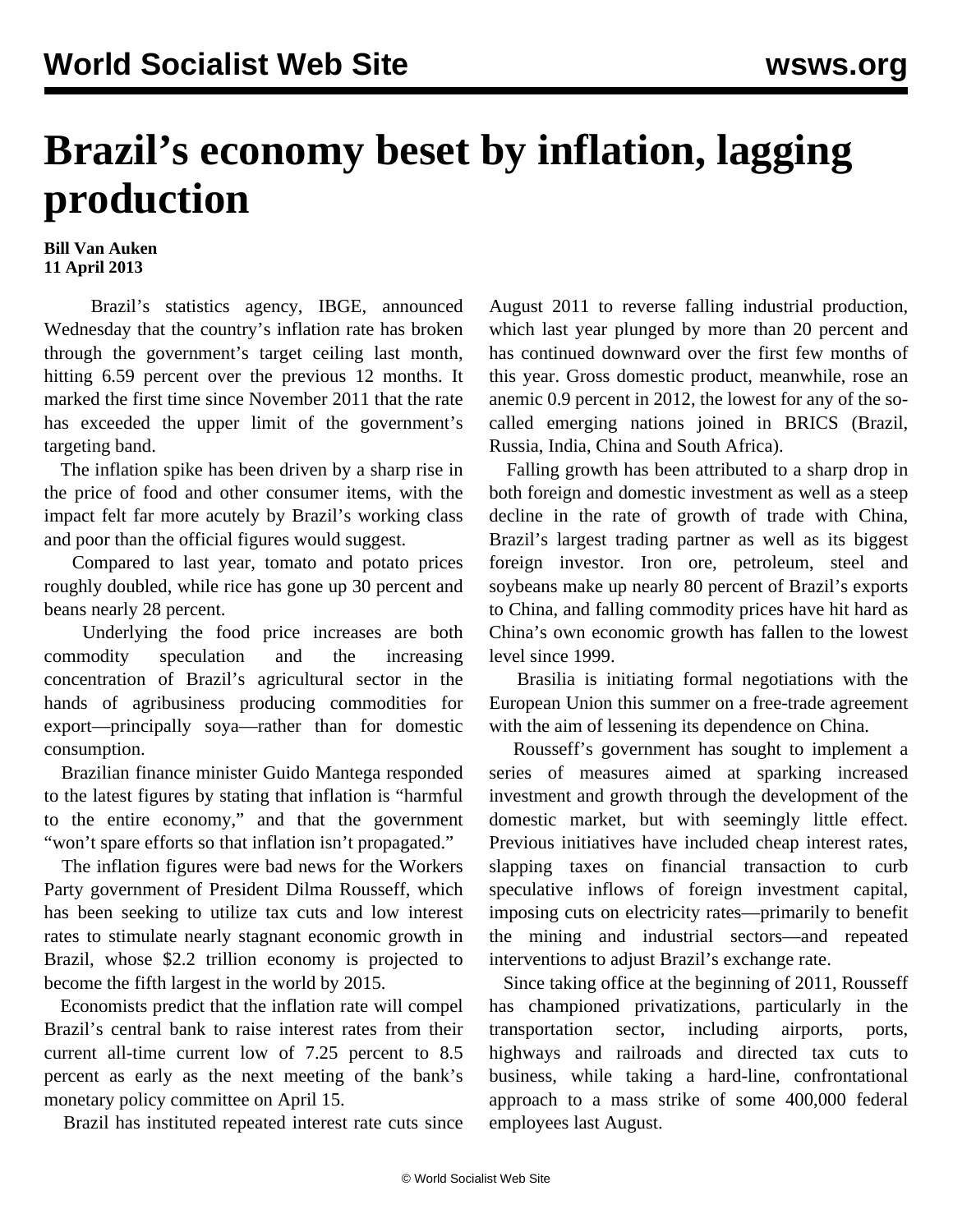# Brazil's economy beset by inflation, lagging production

**Bill Van Auken**
**11 April 2013**

Brazil's statistics agency, IBGE, announced Wednesday that the country's inflation rate has broken through the government's target ceiling last month, hitting 6.59 percent over the previous 12 months. It marked the first time since November 2011 that the rate has exceeded the upper limit of the government's targeting band.

The inflation spike has been driven by a sharp rise in the price of food and other consumer items, with the impact felt far more acutely by Brazil's working class and poor than the official figures would suggest.

Compared to last year, tomato and potato prices roughly doubled, while rice has gone up 30 percent and beans nearly 28 percent.

Underlying the food price increases are both commodity speculation and the increasing concentration of Brazil's agricultural sector in the hands of agribusiness producing commodities for export—principally soya—rather than for domestic consumption.

Brazilian finance minister Guido Mantega responded to the latest figures by stating that inflation is "harmful to the entire economy," and that the government "won't spare efforts so that inflation isn't propagated."

The inflation figures were bad news for the Workers Party government of President Dilma Rousseff, which has been seeking to utilize tax cuts and low interest rates to stimulate nearly stagnant economic growth in Brazil, whose $2.2 trillion economy is projected to become the fifth largest in the world by 2015.

Economists predict that the inflation rate will compel Brazil's central bank to raise interest rates from their current all-time current low of 7.25 percent to 8.5 percent as early as the next meeting of the bank's monetary policy committee on April 15.

Brazil has instituted repeated interest rate cuts since August 2011 to reverse falling industrial production, which last year plunged by more than 20 percent and has continued downward over the first few months of this year. Gross domestic product, meanwhile, rose an anemic 0.9 percent in 2012, the lowest for any of the so-called emerging nations joined in BRICS (Brazil, Russia, India, China and South Africa).

Falling growth has been attributed to a sharp drop in both foreign and domestic investment as well as a steep decline in the rate of growth of trade with China, Brazil's largest trading partner as well as its biggest foreign investor. Iron ore, petroleum, steel and soybeans make up nearly 80 percent of Brazil's exports to China, and falling commodity prices have hit hard as China's own economic growth has fallen to the lowest level since 1999.

Brasilia is initiating formal negotiations with the European Union this summer on a free-trade agreement with the aim of lessening its dependence on China.

Rousseff's government has sought to implement a series of measures aimed at sparking increased investment and growth through the development of the domestic market, but with seemingly little effect. Previous initiatives have included cheap interest rates, slapping taxes on financial transaction to curb speculative inflows of foreign investment capital, imposing cuts on electricity rates—primarily to benefit the mining and industrial sectors—and repeated interventions to adjust Brazil's exchange rate.

Since taking office at the beginning of 2011, Rousseff has championed privatizations, particularly in the transportation sector, including airports, ports, highways and railroads and directed tax cuts to business, while taking a hard-line, confrontational approach to a mass strike of some 400,000 federal employees last August.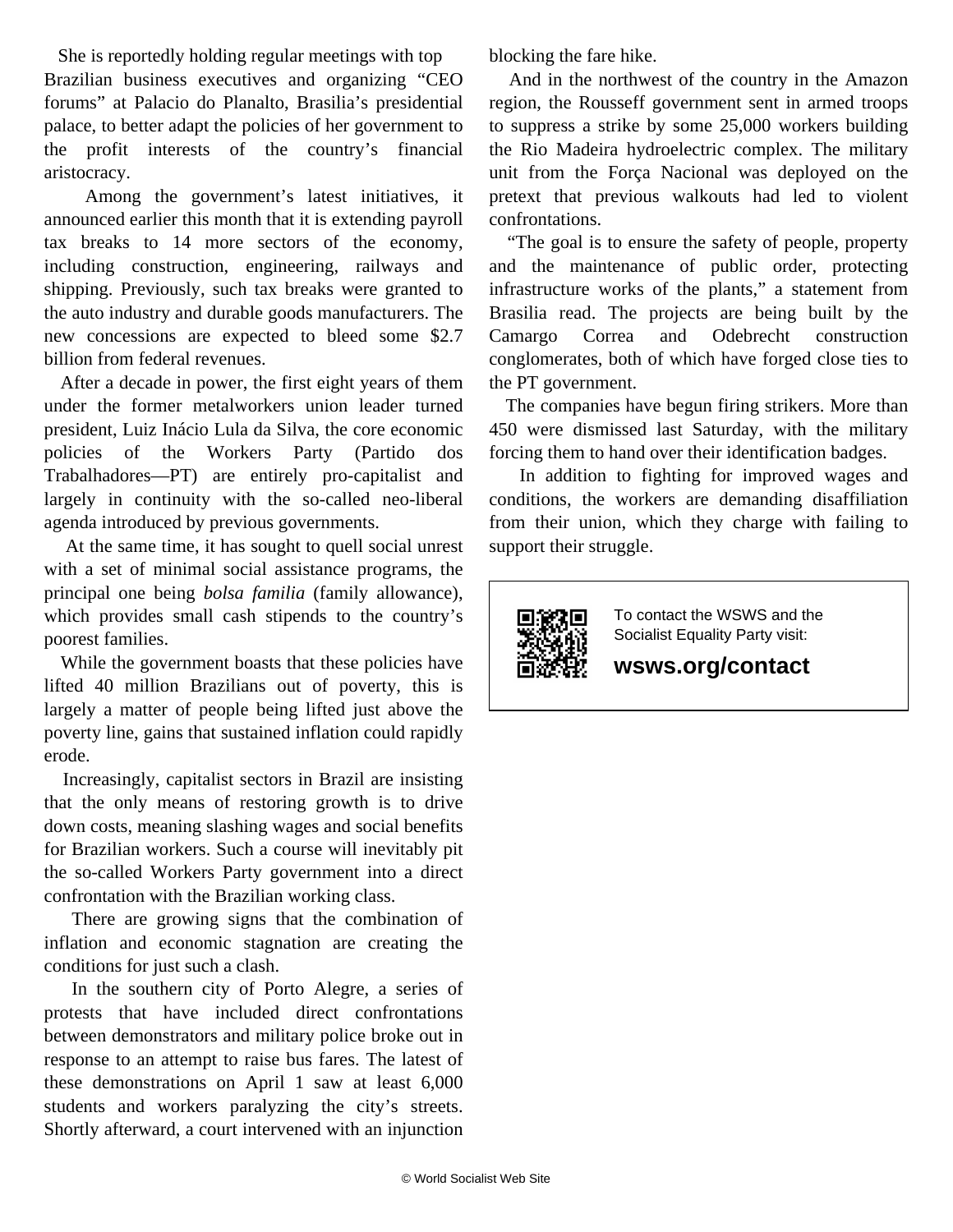She is reportedly holding regular meetings with top Brazilian business executives and organizing "CEO forums" at Palacio do Planalto, Brasilia's presidential palace, to better adapt the policies of her government to the profit interests of the country's financial aristocracy.

Among the government's latest initiatives, it announced earlier this month that it is extending payroll tax breaks to 14 more sectors of the economy, including construction, engineering, railways and shipping. Previously, such tax breaks were granted to the auto industry and durable goods manufacturers. The new concessions are expected to bleed some $2.7 billion from federal revenues.

After a decade in power, the first eight years of them under the former metalworkers union leader turned president, Luiz Inácio Lula da Silva, the core economic policies of the Workers Party (Partido dos Trabalhadores—PT) are entirely pro-capitalist and largely in continuity with the so-called neo-liberal agenda introduced by previous governments.

At the same time, it has sought to quell social unrest with a set of minimal social assistance programs, the principal one being *bolsa familia* (family allowance), which provides small cash stipends to the country's poorest families.

While the government boasts that these policies have lifted 40 million Brazilians out of poverty, this is largely a matter of people being lifted just above the poverty line, gains that sustained inflation could rapidly erode.

Increasingly, capitalist sectors in Brazil are insisting that the only means of restoring growth is to drive down costs, meaning slashing wages and social benefits for Brazilian workers. Such a course will inevitably pit the so-called Workers Party government into a direct confrontation with the Brazilian working class.

There are growing signs that the combination of inflation and economic stagnation are creating the conditions for just such a clash.

In the southern city of Porto Alegre, a series of protests that have included direct confrontations between demonstrators and military police broke out in response to an attempt to raise bus fares. The latest of these demonstrations on April 1 saw at least 6,000 students and workers paralyzing the city's streets. Shortly afterward, a court intervened with an injunction blocking the fare hike.

And in the northwest of the country in the Amazon region, the Rousseff government sent in armed troops to suppress a strike by some 25,000 workers building the Rio Madeira hydroelectric complex. The military unit from the Força Nacional was deployed on the pretext that previous walkouts had led to violent confrontations.

"The goal is to ensure the safety of people, property and the maintenance of public order, protecting infrastructure works of the plants," a statement from Brasilia read. The projects are being built by the Camargo Correa and Odebrecht construction conglomerates, both of which have forged close ties to the PT government.

The companies have begun firing strikers. More than 450 were dismissed last Saturday, with the military forcing them to hand over their identification badges.

In addition to fighting for improved wages and conditions, the workers are demanding disaffiliation from their union, which they charge with failing to support their struggle.

To contact the WSWS and the Socialist Equality Party visit:

**wsws.org/contact**